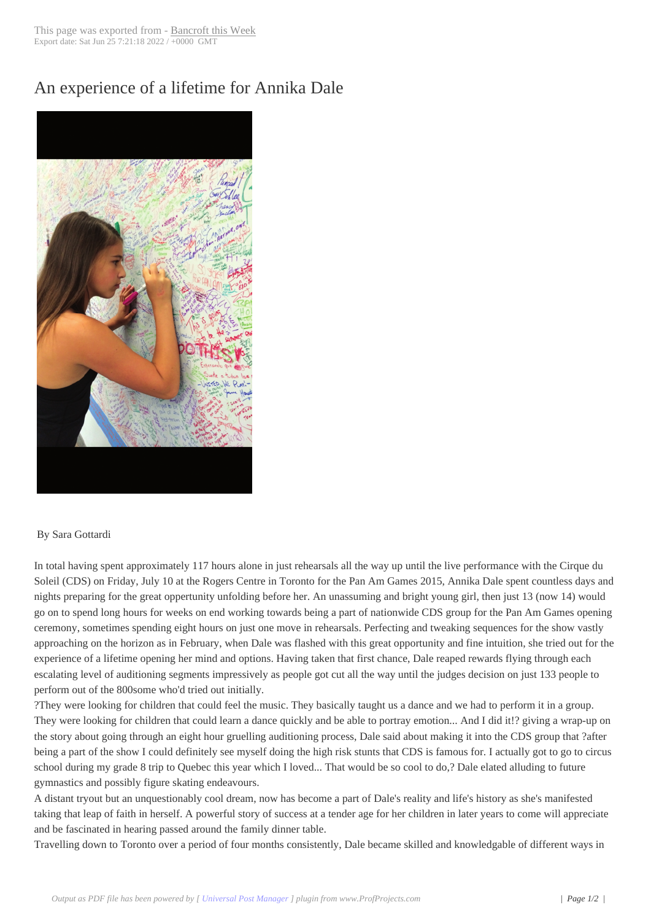# An experience of a lifetime for Annika Dale

By Sara Gottardi

In total having spent approximately 117 hours alone in just rehearsals all the way up until the live performance with the Cirque du Soleil (CDS) on Friday, July 10 at the Rogers Centre in Toronto for the Pan Am Games 2015, Annika Dale spent countless days and nights preparing for the great oppertunity unfolding before her. An unassuming and bright young girl, then just 13 (now 14) would go on to spend long hours for weeks on end working towards being a part of nationwide CDS group for the Pan Am Games opening ceremony, sometimes spending eight hours on just one move in rehearsals. Perfecting and tweaking sequences for the show vastly approaching on the horizon as in February, when Dale was flashed with this great opportunity and fine intuition, she tried out for the experience of a lifetime opening her mind and options. Having taken that first chance, Dale reaped rewards flying through each escalating level of auditioning segments impressively as people got cut all the way until the judges decision on just 133 people to perform out of the 800some who'd tried out initially.

?They were looking for children that could feel the music. They basically taught us a dance and we had to perform it in a group. They were looking for children that could learn a dance quickly and be able to portray emotion... And I did it!? giving a wrap-up on the story about going through an eight hour gruelling auditioning process, Dale said about making it into the CDS group that ?after being a part of the show I could definitely see myself doing the high risk stunts that CDS is famous for. I actually got to go to circus school during my grade 8 trip to Quebec this year which I loved... That would be so cool to do,? Dale elated alluding to future gymnastics and possibly figure skating endeavours.

A distant tryout but an unquestionably cool dream, now has become a part of Dale's reality and life's history as she's manifested taking that leap of faith in herself. A powerful story of success at a tender age for her children in later years to come will appreciate and be fascinated in hearing passed around the family dinner table.

Travelling down to Toronto over a period of four months consistently, Dale became skilled and knowledgable of different ways in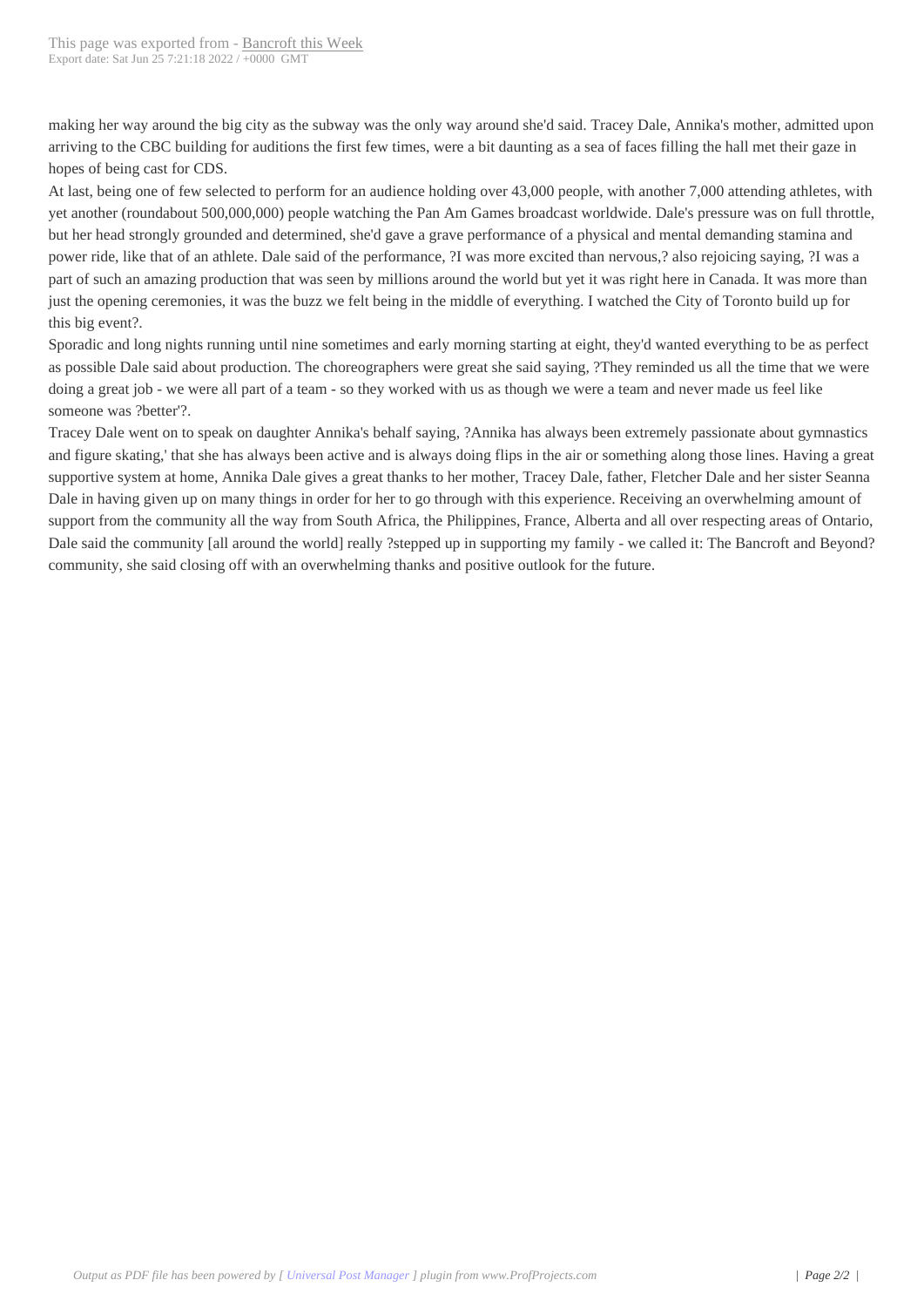making her way around the big city as the subway was the only way around she'd said. Tracey Dale, Annika's mother, admitted upon arriving to the CBC building for auditions the first few times, were a bit daunting as a sea of faces filling the hall met their gaze in hopes of being cast for CDS.

At last, being one of few selected to perform for an audience holding over 43,000 people, with another 7,000 attending athletes, with yet another (roundabout 500,000,000) people watching the Pan Am Games broadcast worldwide. Dale's pressure was on full throttle, but her head strongly grounded and determined, she'd gave a grave performance of a physical and mental demanding stamina and power ride, like that of an athlete. Dale said of the performance, ?I was more excited than nervous,? also rejoicing saying, ?I was a part of such an amazing production that was seen by millions around the world but yet it was right here in Canada. It was more than just the opening ceremonies, it was the buzz we felt being in the middle of everything. I watched the City of Toronto build up for this big event?.

Sporadic and long nights running until nine sometimes and early morning starting at eight, they'd wanted everything to be as perfect as possible Dale said about production. The choreographers were great she said saying, ?They reminded us all the time that we were doing a great job - we were all part of a team - so they worked with us as though we were a team and never made us feel like someone was ?better'?.

Tracey Dale went on to speak on daughter Annika's behalf saying, ?Annika has always been extremely passionate about gymnastics and figure skating,' that she has always been active and is always doing flips in the air or something along those lines. Having a great supportive system at home, Annika Dale gives a great thanks to her mother, Tracey Dale, father, Fletcher Dale and her sister Seanna Dale in having given up on many things in order for her to go through with this experience. Receiving an overwhelming amount of support from the community all the way from South Africa, the Philippines, France, Alberta and all over respecting areas of Ontario, Dale said the community [all around the world] really ?stepped up in supporting my family - we called it: The Bancroft and Beyond? community, she said closing off with an overwhelming thanks and positive outlook for the future.